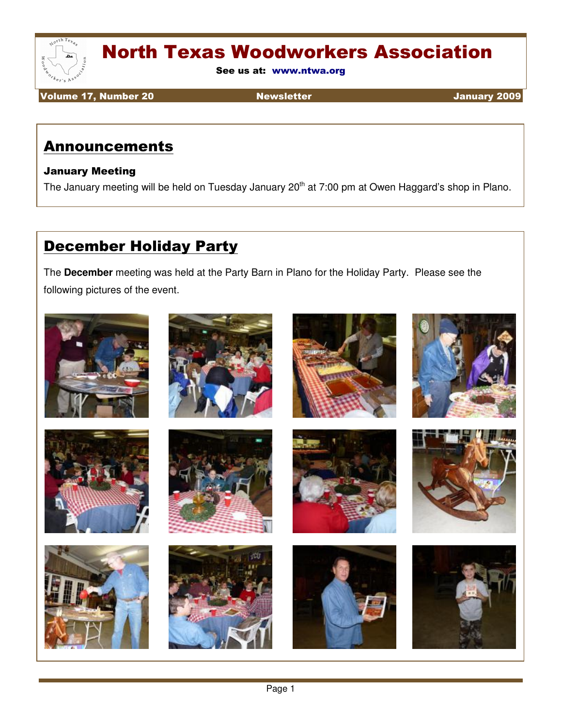# North Texas Woodworkers Association

See us at: www.ntwa.org

Volume 17, Number 20 | Newsletter | January 2009

## Announcements

### January Meeting

The January meeting will be held on Tuesday January 20th at 7:00 pm at Owen Haggard's shop in Plano.

## December Holiday Party

The **December** meeting was held at the Party Barn in Plano for the Holiday Party. Please see the following pictures of the event.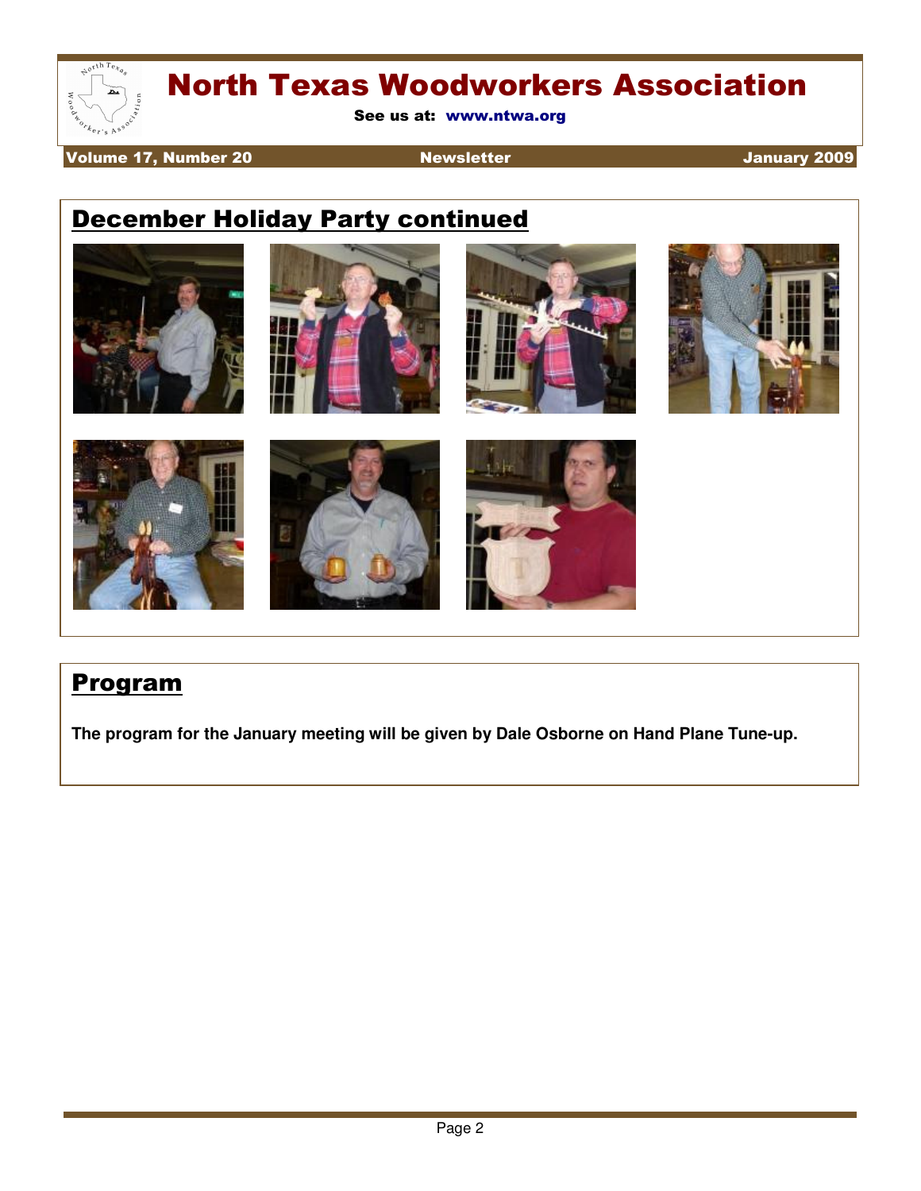## December Holiday Party continued

## Program

**The program for the January meeting will be given by Dale Osborne on Hand Plane Tune-up.**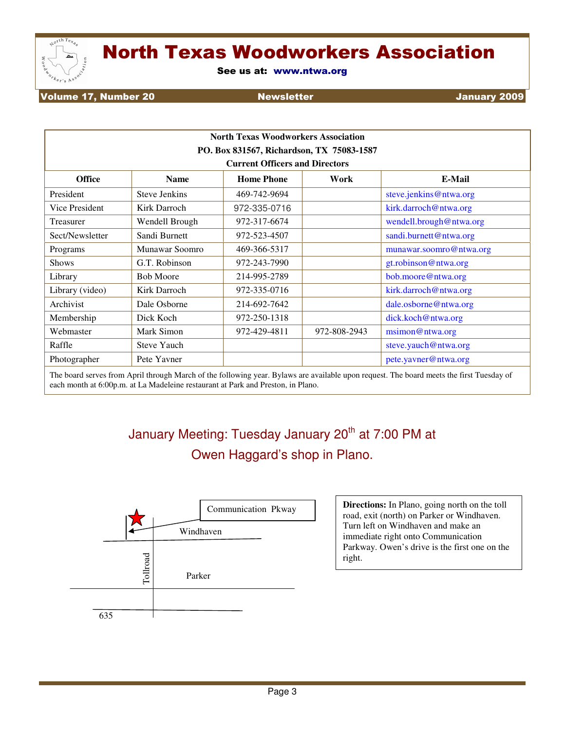# North Texas Woodworkers Association

See us at: www.ntwa.org

**Volume 17, Number 20** **Newsletter** **January 2009**

| **North Texas Woodworkers Association<br>PO. Box 831567, Richardson, TX 75083-1587<br>Current Officers and Directors** | | | | |
|---|---|---|---|---|
| **Office** | **Name** | **Home Phone** | **Work** | **E-Mail** |
| President | Steve Jenkins | 469-742-9694 | | steve.jenkins@ntwa.org |
| Vice President | Kirk Darroch | 972-335-0716 | | kirk.darroch@ntwa.org |
| Treasurer | Wendell Brough | 972-317-6674 | | wendell.brough@ntwa.org |
| Sect/Newsletter | Sandi Burnett | 972-523-4507 | | sandi.burnett@ntwa.org |
| Programs | Munawar Soomro | 469-366-5317 | | munawar.soomro@ntwa.org |
| Shows | G.T. Robinson | 972-243-7990 | | gt.robinson@ntwa.org |
| Library | Bob Moore | 214-995-2789 | | bob.moore@ntwa.org |
| Library (video) | Kirk Darroch | 972-335-0716 | | kirk.darroch@ntwa.org |
| Archivist | Dale Osborne | 214-692-7642 | | dale.osborne@ntwa.org |
| Membership | Dick Koch | 972-250-1318 | | dick.koch@ntwa.org |
| Webmaster | Mark Simon | 972-429-4811 | 972-808-2943 | msimon@ntwa.org |
| Raffle | Steve Yauch | | | steve.yauch@ntwa.org |
| Photographer | Pete Yavner | | | pete.yavner@ntwa.org |

The board serves from April through March of the following year. Bylaws are available upon request. The board meets the first Tuesday of each month at 6:00p.m. at La Madeleine restaurant at Park and Preston, in Plano.

## January Meeting: Tuesday January 20th at 7:00 PM at Owen Haggard's shop in Plano.

Communication Pkway

Windhaven

Tollroad

Parker

635

**Directions:** In Plano, going north on the toll road, exit (north) on Parker or Windhaven. Turn left on Windhaven and make an immediate right onto Communication Parkway. Owen's drive is the first one on the right.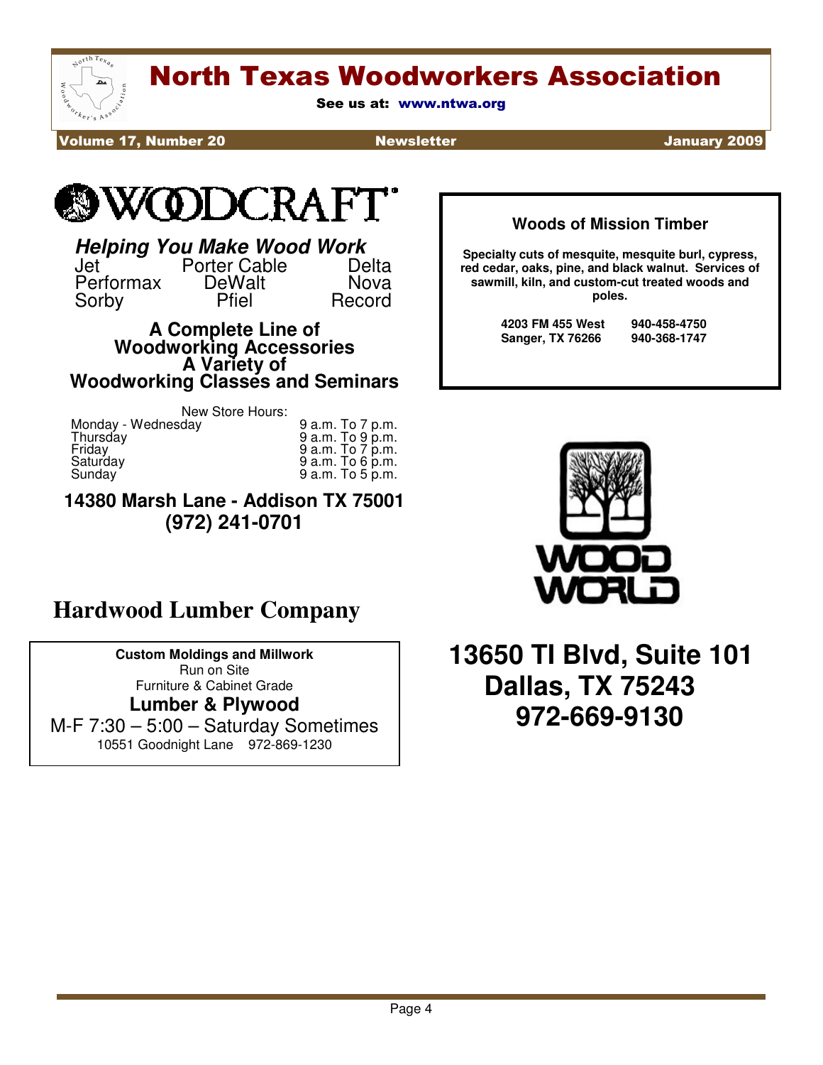# North Texas Woodworkers Association

See us at: www.ntwa.org

Volume 17, Number 20 | Newsletter | January 2009

## WOODCRAFT

***Helping You Make Wood Work***

| | | |
|---|---|---|
| Jet | Porter Cable | Delta |
| Performax | DeWalt | Nova |
| Sorby | Pfiel | Record |

**A Complete Line of Woodworking Accessories**
**A Variety of Woodworking Classes and Seminars**

New Store Hours:

| | |
|---|---|
| Monday - Wednesday | 9 a.m. To 7 p.m. |
| Thursday | 9 a.m. To 9 p.m. |
| Friday | 9 a.m. To 7 p.m. |
| Saturday | 9 a.m. To 6 p.m. |
| Sunday | 9 a.m. To 5 p.m. |

**14380 Marsh Lane - Addison TX 75001**
**(972) 241-0701**

## Woods of Mission Timber

**Specialty cuts of mesquite, mesquite burl, cypress, red cedar, oaks, pine, and black walnut. Services of sawmill, kiln, and custom-cut treated woods and poles.**

**4203 FM 455 West**
**Sanger, TX 76266**

**940-458-4750**
**940-368-1747**

## Hardwood Lumber Company

**Custom Moldings and Millwork**
Run on Site
Furniture & Cabinet Grade
**Lumber & Plywood**
M-F 7:30 – 5:00 – Saturday Sometimes
10551 Goodnight Lane 972-869-1230

## WOOD WORLD

**13650 TI Blvd, Suite 101**
**Dallas, TX 75243**
**972-669-9130**